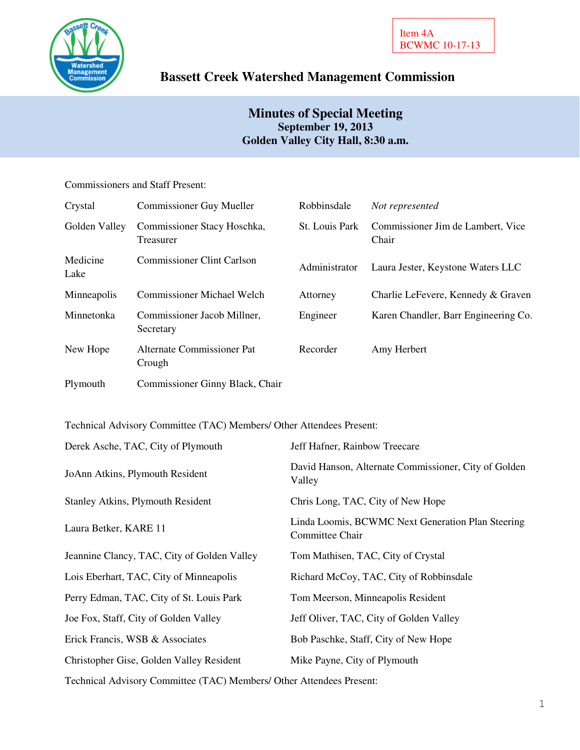Item 4A
BCWMC 10-17-13

# Bassett Creek Watershed Management Commission

## Minutes of Special Meeting
**September 19, 2013**
**Golden Valley City Hall, 8:30 a.m.**

Commissioners and Staff Present:

| | | | |
|---|---|---|---|
| Crystal | Commissioner Guy Mueller | Robbinsdale | *Not represented* |
| Golden Valley | Commissioner Stacy Hoschka, Treasurer | St. Louis Park | Commissioner Jim de Lambert, Vice Chair |
| Medicine Lake | Commissioner Clint Carlson | Administrator | Laura Jester, Keystone Waters LLC |
| Minneapolis | Commissioner Michael Welch | Attorney | Charlie LeFevere, Kennedy & Graven |
| Minnetonka | Commissioner Jacob Millner, Secretary | Engineer | Karen Chandler, Barr Engineering Co. |
| New Hope | Alternate Commissioner Pat Crough | Recorder | Amy Herbert |
| Plymouth | Commissioner Ginny Black, Chair | | |

Technical Advisory Committee (TAC) Members/ Other Attendees Present:

| | |
|---|---|
| Derek Asche, TAC, City of Plymouth | Jeff Hafner, Rainbow Treecare |
| JoAnn Atkins, Plymouth Resident | David Hanson, Alternate Commissioner, City of Golden Valley |
| Stanley Atkins, Plymouth Resident | Chris Long, TAC, City of New Hope |
| Laura Betker, KARE 11 | Linda Loomis, BCWMC Next Generation Plan Steering Committee Chair |
| Jeannine Clancy, TAC, City of Golden Valley | Tom Mathisen, TAC, City of Crystal |
| Lois Eberhart, TAC, City of Minneapolis | Richard McCoy, TAC, City of Robbinsdale |
| Perry Edman, TAC, City of St. Louis Park | Tom Meerson, Minneapolis Resident |
| Joe Fox, Staff, City of Golden Valley | Jeff Oliver, TAC, City of Golden Valley |
| Erick Francis, WSB & Associates | Bob Paschke, Staff, City of New Hope |
| Christopher Gise, Golden Valley Resident | Mike Payne, City of Plymouth |

Technical Advisory Committee (TAC) Members/ Other Attendees Present: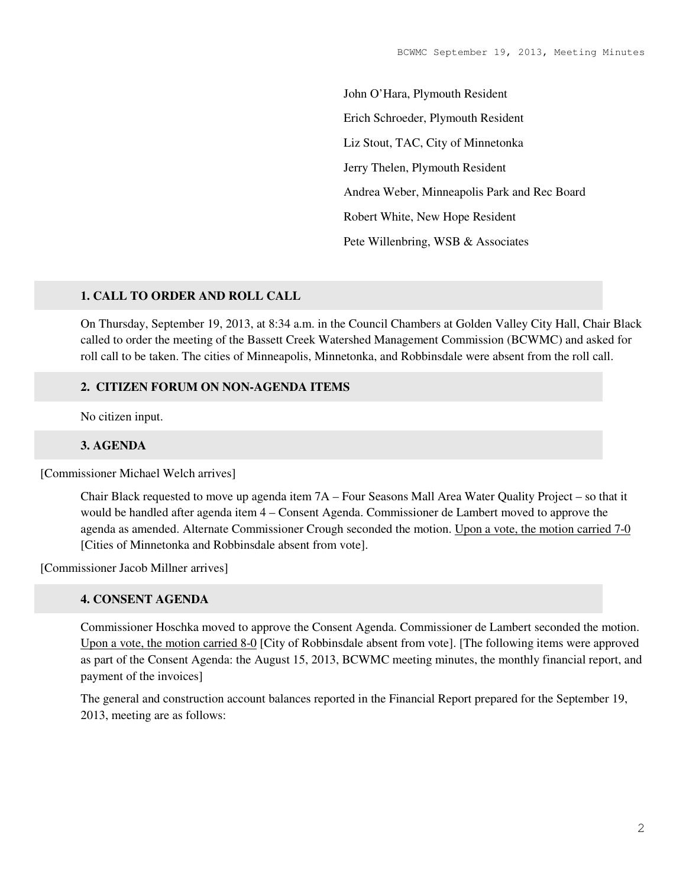John O'Hara, Plymouth Resident

Erich Schroeder, Plymouth Resident

Liz Stout, TAC, City of Minnetonka

Jerry Thelen, Plymouth Resident

Andrea Weber, Minneapolis Park and Rec Board

Robert White, New Hope Resident

Pete Willenbring, WSB & Associates

## 1. CALL TO ORDER AND ROLL CALL

On Thursday, September 19, 2013, at 8:34 a.m. in the Council Chambers at Golden Valley City Hall, Chair Black called to order the meeting of the Bassett Creek Watershed Management Commission (BCWMC) and asked for roll call to be taken. The cities of Minneapolis, Minnetonka, and Robbinsdale were absent from the roll call.

## 2. CITIZEN FORUM ON NON-AGENDA ITEMS

No citizen input.

## 3. AGENDA

[Commissioner Michael Welch arrives]

Chair Black requested to move up agenda item 7A – Four Seasons Mall Area Water Quality Project – so that it would be handled after agenda item 4 – Consent Agenda. Commissioner de Lambert moved to approve the agenda as amended. Alternate Commissioner Crough seconded the motion. Upon a vote, the motion carried 7-0 [Cities of Minnetonka and Robbinsdale absent from vote].

[Commissioner Jacob Millner arrives]

## 4. CONSENT AGENDA

Commissioner Hoschka moved to approve the Consent Agenda. Commissioner de Lambert seconded the motion. Upon a vote, the motion carried 8-0 [City of Robbinsdale absent from vote]. [The following items were approved as part of the Consent Agenda: the August 15, 2013, BCWMC meeting minutes, the monthly financial report, and payment of the invoices]

The general and construction account balances reported in the Financial Report prepared for the September 19, 2013, meeting are as follows: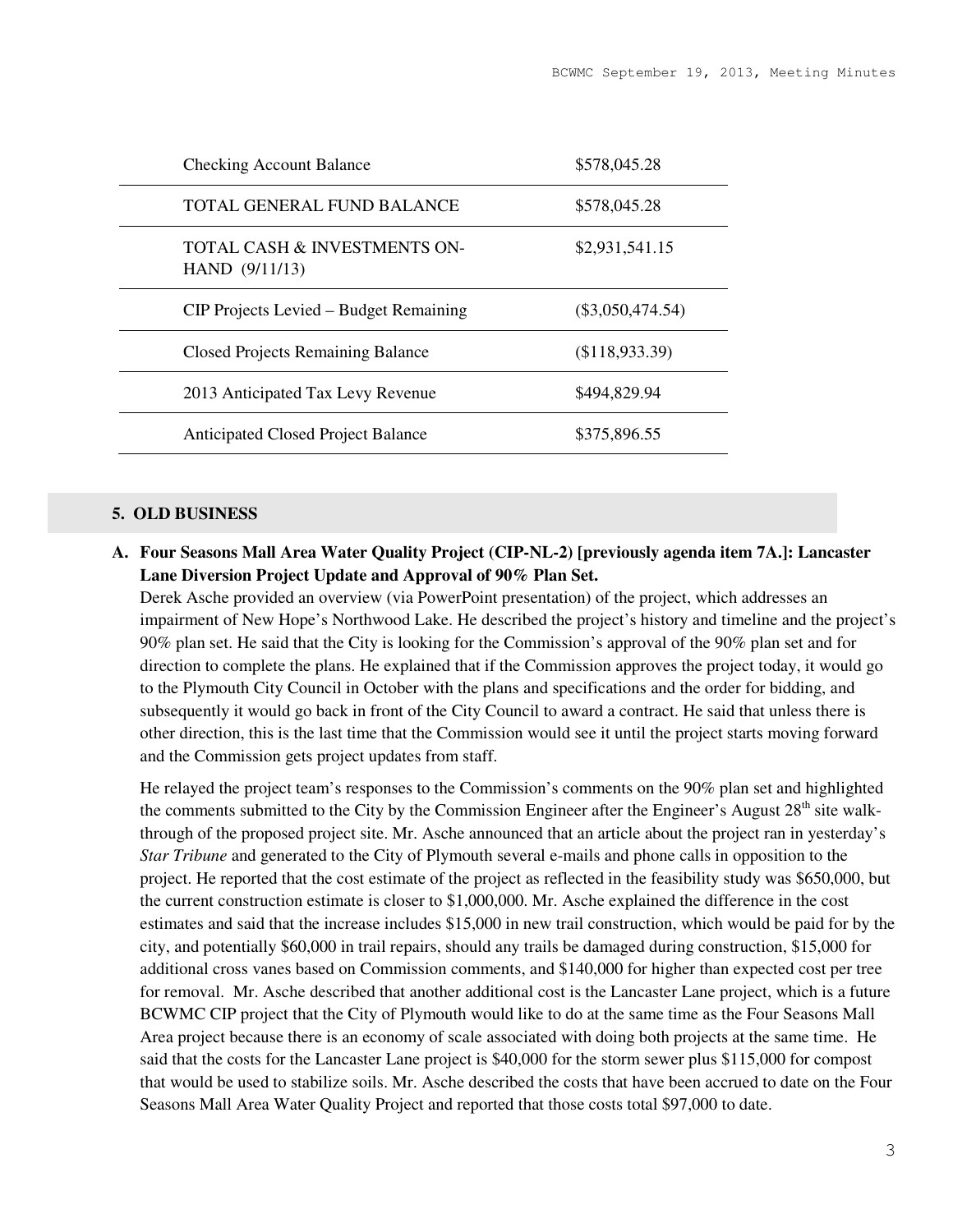| | |
|---|---|
| Checking Account Balance | $578,045.28 |
| TOTAL GENERAL FUND BALANCE | $578,045.28 |
| TOTAL CASH & INVESTMENTS ON-HAND (9/11/13) | $2,931,541.15 |
| CIP Projects Levied – Budget Remaining | ($3,050,474.54) |
| Closed Projects Remaining Balance | ($118,933.39) |
| 2013 Anticipated Tax Levy Revenue | $494,829.94 |
| Anticipated Closed Project Balance | $375,896.55 |

## 5. OLD BUSINESS

**A. Four Seasons Mall Area Water Quality Project (CIP-NL-2) [previously agenda item 7A.]: Lancaster Lane Diversion Project Update and Approval of 90% Plan Set.**

Derek Asche provided an overview (via PowerPoint presentation) of the project, which addresses an impairment of New Hope's Northwood Lake. He described the project's history and timeline and the project's 90% plan set. He said that the City is looking for the Commission's approval of the 90% plan set and for direction to complete the plans. He explained that if the Commission approves the project today, it would go to the Plymouth City Council in October with the plans and specifications and the order for bidding, and subsequently it would go back in front of the City Council to award a contract. He said that unless there is other direction, this is the last time that the Commission would see it until the project starts moving forward and the Commission gets project updates from staff.

He relayed the project team's responses to the Commission's comments on the 90% plan set and highlighted the comments submitted to the City by the Commission Engineer after the Engineer's August 28th site walk-through of the proposed project site. Mr. Asche announced that an article about the project ran in yesterday's *Star Tribune* and generated to the City of Plymouth several e-mails and phone calls in opposition to the project. He reported that the cost estimate of the project as reflected in the feasibility study was $650,000, but the current construction estimate is closer to $1,000,000. Mr. Asche explained the difference in the cost estimates and said that the increase includes $15,000 in new trail construction, which would be paid for by the city, and potentially $60,000 in trail repairs, should any trails be damaged during construction, $15,000 for additional cross vanes based on Commission comments, and $140,000 for higher than expected cost per tree for removal. Mr. Asche described that another additional cost is the Lancaster Lane project, which is a future BCWMC CIP project that the City of Plymouth would like to do at the same time as the Four Seasons Mall Area project because there is an economy of scale associated with doing both projects at the same time. He said that the costs for the Lancaster Lane project is $40,000 for the storm sewer plus $115,000 for compost that would be used to stabilize soils. Mr. Asche described the costs that have been accrued to date on the Four Seasons Mall Area Water Quality Project and reported that those costs total $97,000 to date.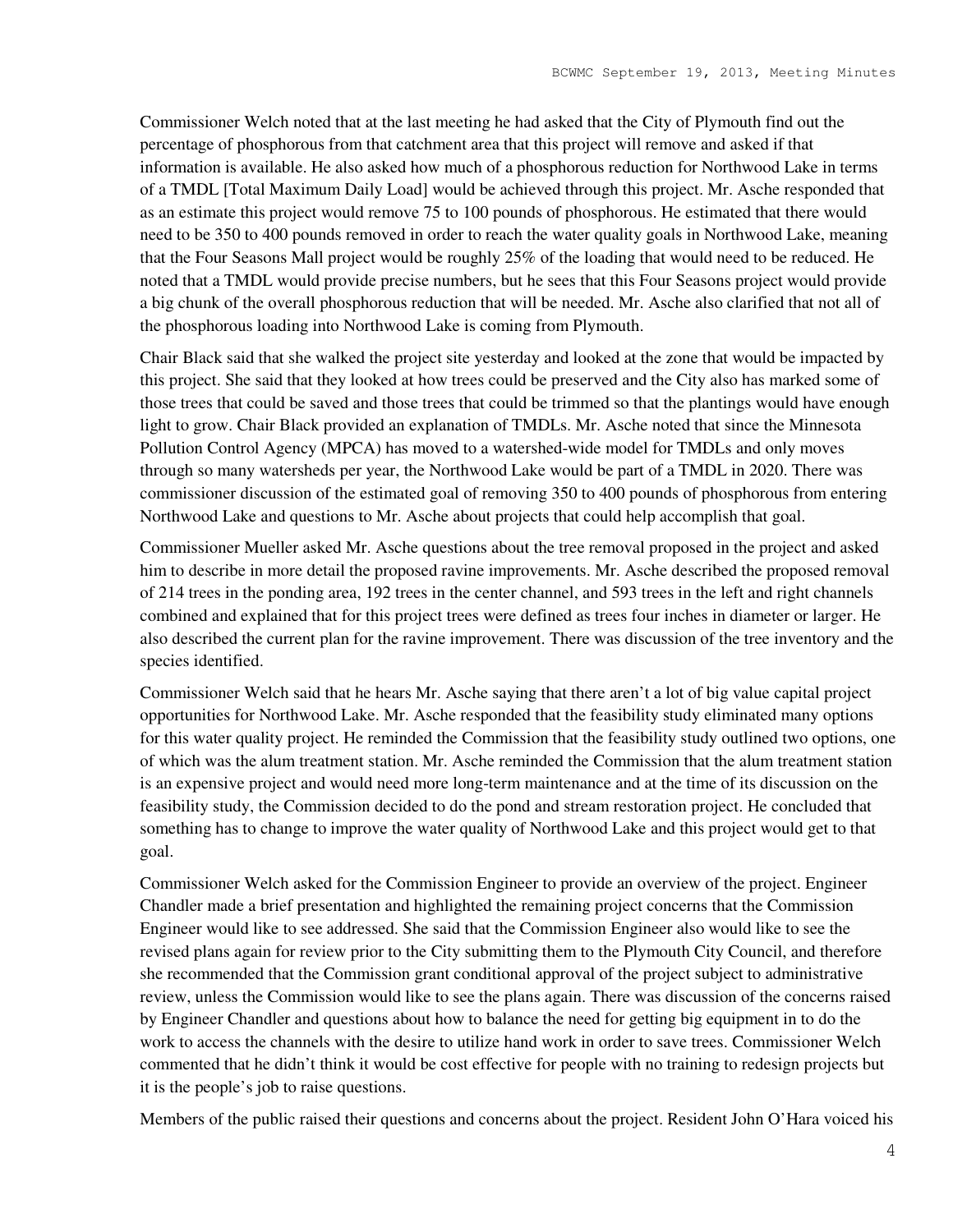Commissioner Welch noted that at the last meeting he had asked that the City of Plymouth find out the percentage of phosphorous from that catchment area that this project will remove and asked if that information is available. He also asked how much of a phosphorous reduction for Northwood Lake in terms of a TMDL [Total Maximum Daily Load] would be achieved through this project. Mr. Asche responded that as an estimate this project would remove 75 to 100 pounds of phosphorous. He estimated that there would need to be 350 to 400 pounds removed in order to reach the water quality goals in Northwood Lake, meaning that the Four Seasons Mall project would be roughly 25% of the loading that would need to be reduced. He noted that a TMDL would provide precise numbers, but he sees that this Four Seasons project would provide a big chunk of the overall phosphorous reduction that will be needed. Mr. Asche also clarified that not all of the phosphorous loading into Northwood Lake is coming from Plymouth.

Chair Black said that she walked the project site yesterday and looked at the zone that would be impacted by this project. She said that they looked at how trees could be preserved and the City also has marked some of those trees that could be saved and those trees that could be trimmed so that the plantings would have enough light to grow. Chair Black provided an explanation of TMDLs. Mr. Asche noted that since the Minnesota Pollution Control Agency (MPCA) has moved to a watershed-wide model for TMDLs and only moves through so many watersheds per year, the Northwood Lake would be part of a TMDL in 2020. There was commissioner discussion of the estimated goal of removing 350 to 400 pounds of phosphorous from entering Northwood Lake and questions to Mr. Asche about projects that could help accomplish that goal.

Commissioner Mueller asked Mr. Asche questions about the tree removal proposed in the project and asked him to describe in more detail the proposed ravine improvements. Mr. Asche described the proposed removal of 214 trees in the ponding area, 192 trees in the center channel, and 593 trees in the left and right channels combined and explained that for this project trees were defined as trees four inches in diameter or larger. He also described the current plan for the ravine improvement. There was discussion of the tree inventory and the species identified.

Commissioner Welch said that he hears Mr. Asche saying that there aren't a lot of big value capital project opportunities for Northwood Lake. Mr. Asche responded that the feasibility study eliminated many options for this water quality project. He reminded the Commission that the feasibility study outlined two options, one of which was the alum treatment station. Mr. Asche reminded the Commission that the alum treatment station is an expensive project and would need more long-term maintenance and at the time of its discussion on the feasibility study, the Commission decided to do the pond and stream restoration project. He concluded that something has to change to improve the water quality of Northwood Lake and this project would get to that goal.

Commissioner Welch asked for the Commission Engineer to provide an overview of the project. Engineer Chandler made a brief presentation and highlighted the remaining project concerns that the Commission Engineer would like to see addressed. She said that the Commission Engineer also would like to see the revised plans again for review prior to the City submitting them to the Plymouth City Council, and therefore she recommended that the Commission grant conditional approval of the project subject to administrative review, unless the Commission would like to see the plans again. There was discussion of the concerns raised by Engineer Chandler and questions about how to balance the need for getting big equipment in to do the work to access the channels with the desire to utilize hand work in order to save trees. Commissioner Welch commented that he didn't think it would be cost effective for people with no training to redesign projects but it is the people's job to raise questions.

Members of the public raised their questions and concerns about the project. Resident John O'Hara voiced his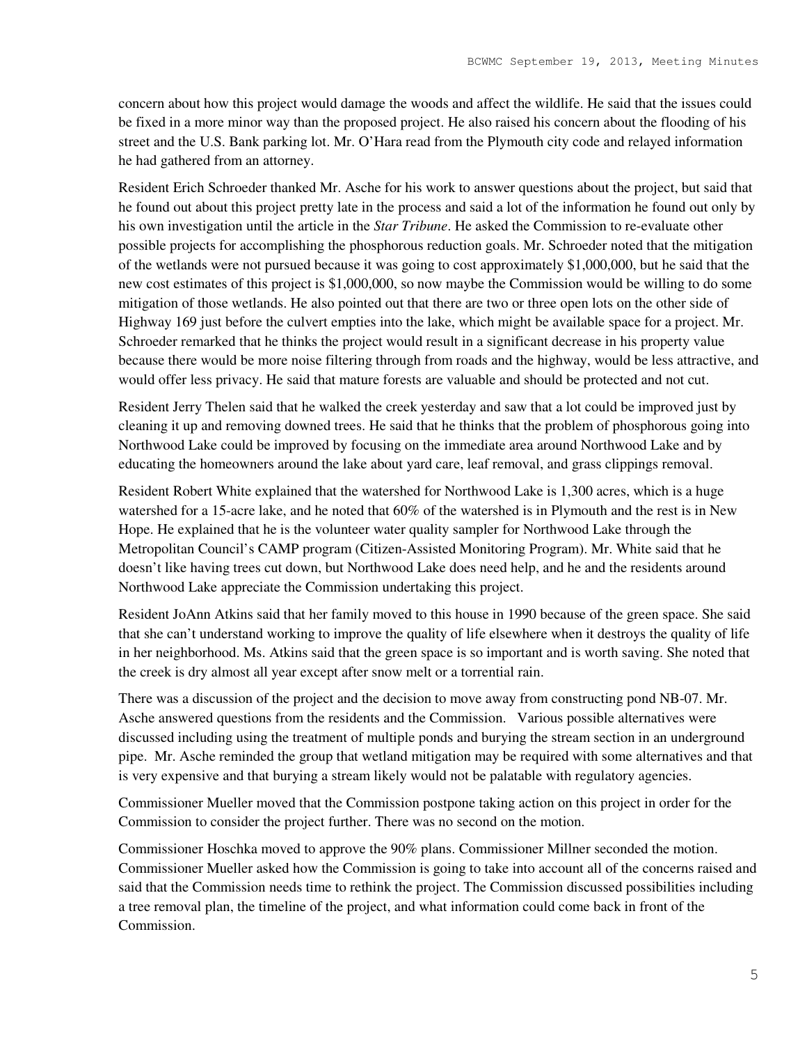concern about how this project would damage the woods and affect the wildlife. He said that the issues could be fixed in a more minor way than the proposed project. He also raised his concern about the flooding of his street and the U.S. Bank parking lot. Mr. O'Hara read from the Plymouth city code and relayed information he had gathered from an attorney.

Resident Erich Schroeder thanked Mr. Asche for his work to answer questions about the project, but said that he found out about this project pretty late in the process and said a lot of the information he found out only by his own investigation until the article in the *Star Tribune*. He asked the Commission to re-evaluate other possible projects for accomplishing the phosphorous reduction goals. Mr. Schroeder noted that the mitigation of the wetlands were not pursued because it was going to cost approximately $1,000,000, but he said that the new cost estimates of this project is $1,000,000, so now maybe the Commission would be willing to do some mitigation of those wetlands. He also pointed out that there are two or three open lots on the other side of Highway 169 just before the culvert empties into the lake, which might be available space for a project. Mr. Schroeder remarked that he thinks the project would result in a significant decrease in his property value because there would be more noise filtering through from roads and the highway, would be less attractive, and would offer less privacy. He said that mature forests are valuable and should be protected and not cut.

Resident Jerry Thelen said that he walked the creek yesterday and saw that a lot could be improved just by cleaning it up and removing downed trees. He said that he thinks that the problem of phosphorous going into Northwood Lake could be improved by focusing on the immediate area around Northwood Lake and by educating the homeowners around the lake about yard care, leaf removal, and grass clippings removal.

Resident Robert White explained that the watershed for Northwood Lake is 1,300 acres, which is a huge watershed for a 15-acre lake, and he noted that 60% of the watershed is in Plymouth and the rest is in New Hope. He explained that he is the volunteer water quality sampler for Northwood Lake through the Metropolitan Council's CAMP program (Citizen-Assisted Monitoring Program). Mr. White said that he doesn't like having trees cut down, but Northwood Lake does need help, and he and the residents around Northwood Lake appreciate the Commission undertaking this project.

Resident JoAnn Atkins said that her family moved to this house in 1990 because of the green space. She said that she can't understand working to improve the quality of life elsewhere when it destroys the quality of life in her neighborhood. Ms. Atkins said that the green space is so important and is worth saving. She noted that the creek is dry almost all year except after snow melt or a torrential rain.

There was a discussion of the project and the decision to move away from constructing pond NB-07. Mr. Asche answered questions from the residents and the Commission. Various possible alternatives were discussed including using the treatment of multiple ponds and burying the stream section in an underground pipe. Mr. Asche reminded the group that wetland mitigation may be required with some alternatives and that is very expensive and that burying a stream likely would not be palatable with regulatory agencies.

Commissioner Mueller moved that the Commission postpone taking action on this project in order for the Commission to consider the project further. There was no second on the motion.

Commissioner Hoschka moved to approve the 90% plans. Commissioner Millner seconded the motion. Commissioner Mueller asked how the Commission is going to take into account all of the concerns raised and said that the Commission needs time to rethink the project. The Commission discussed possibilities including a tree removal plan, the timeline of the project, and what information could come back in front of the Commission.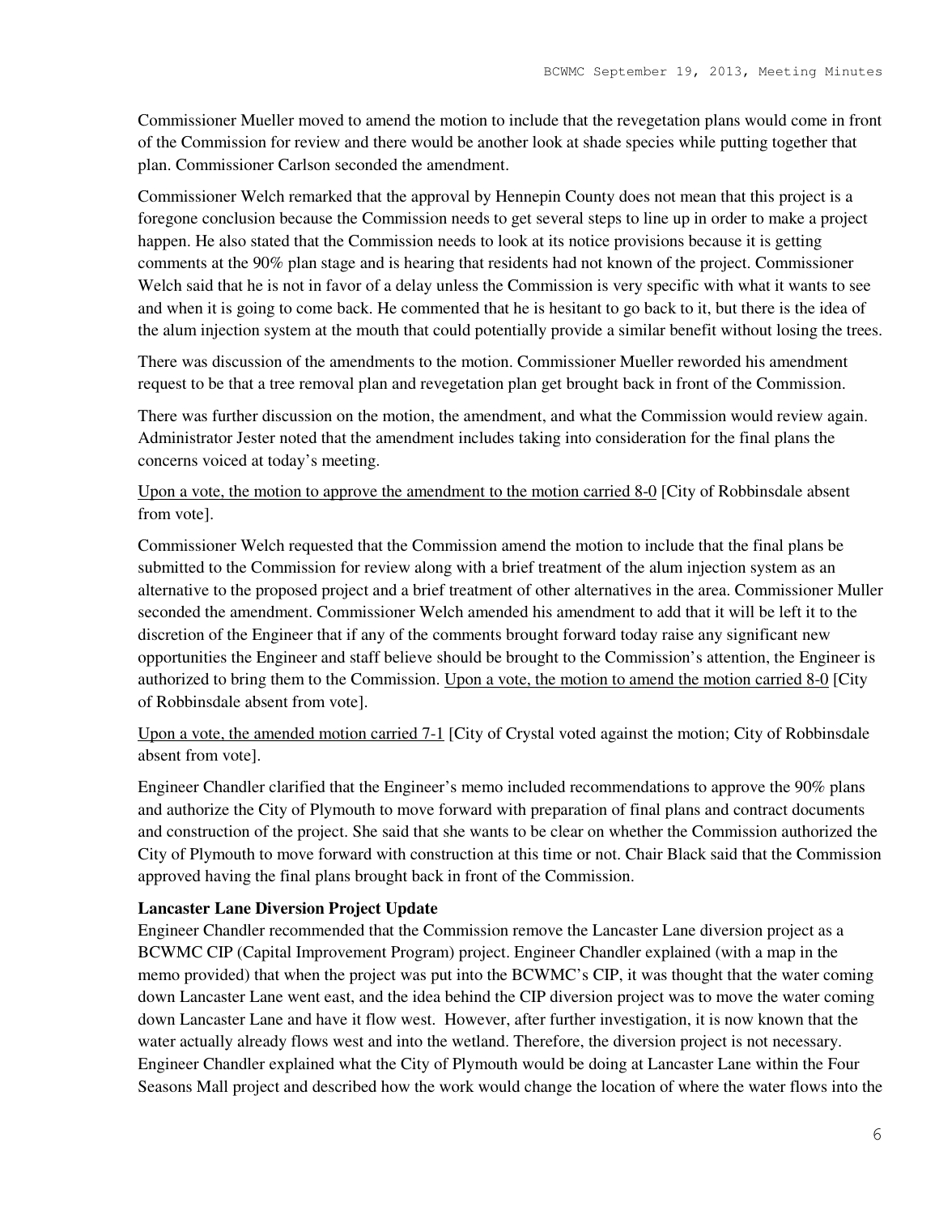Commissioner Mueller moved to amend the motion to include that the revegetation plans would come in front of the Commission for review and there would be another look at shade species while putting together that plan. Commissioner Carlson seconded the amendment.

Commissioner Welch remarked that the approval by Hennepin County does not mean that this project is a foregone conclusion because the Commission needs to get several steps to line up in order to make a project happen. He also stated that the Commission needs to look at its notice provisions because it is getting comments at the 90% plan stage and is hearing that residents had not known of the project. Commissioner Welch said that he is not in favor of a delay unless the Commission is very specific with what it wants to see and when it is going to come back. He commented that he is hesitant to go back to it, but there is the idea of the alum injection system at the mouth that could potentially provide a similar benefit without losing the trees.

There was discussion of the amendments to the motion. Commissioner Mueller reworded his amendment request to be that a tree removal plan and revegetation plan get brought back in front of the Commission.

There was further discussion on the motion, the amendment, and what the Commission would review again. Administrator Jester noted that the amendment includes taking into consideration for the final plans the concerns voiced at today's meeting.

<u>Upon a vote, the motion to approve the amendment to the motion carried 8-0</u> [City of Robbinsdale absent from vote].

Commissioner Welch requested that the Commission amend the motion to include that the final plans be submitted to the Commission for review along with a brief treatment of the alum injection system as an alternative to the proposed project and a brief treatment of other alternatives in the area. Commissioner Muller seconded the amendment. Commissioner Welch amended his amendment to add that it will be left it to the discretion of the Engineer that if any of the comments brought forward today raise any significant new opportunities the Engineer and staff believe should be brought to the Commission's attention, the Engineer is authorized to bring them to the Commission. <u>Upon a vote, the motion to amend the motion carried 8-0</u> [City of Robbinsdale absent from vote].

<u>Upon a vote, the amended motion carried 7-1</u> [City of Crystal voted against the motion; City of Robbinsdale absent from vote].

Engineer Chandler clarified that the Engineer's memo included recommendations to approve the 90% plans and authorize the City of Plymouth to move forward with preparation of final plans and contract documents and construction of the project. She said that she wants to be clear on whether the Commission authorized the City of Plymouth to move forward with construction at this time or not. Chair Black said that the Commission approved having the final plans brought back in front of the Commission.

**Lancaster Lane Diversion Project Update**

Engineer Chandler recommended that the Commission remove the Lancaster Lane diversion project as a BCWMC CIP (Capital Improvement Program) project. Engineer Chandler explained (with a map in the memo provided) that when the project was put into the BCWMC's CIP, it was thought that the water coming down Lancaster Lane went east, and the idea behind the CIP diversion project was to move the water coming down Lancaster Lane and have it flow west. However, after further investigation, it is now known that the water actually already flows west and into the wetland. Therefore, the diversion project is not necessary. Engineer Chandler explained what the City of Plymouth would be doing at Lancaster Lane within the Four Seasons Mall project and described how the work would change the location of where the water flows into the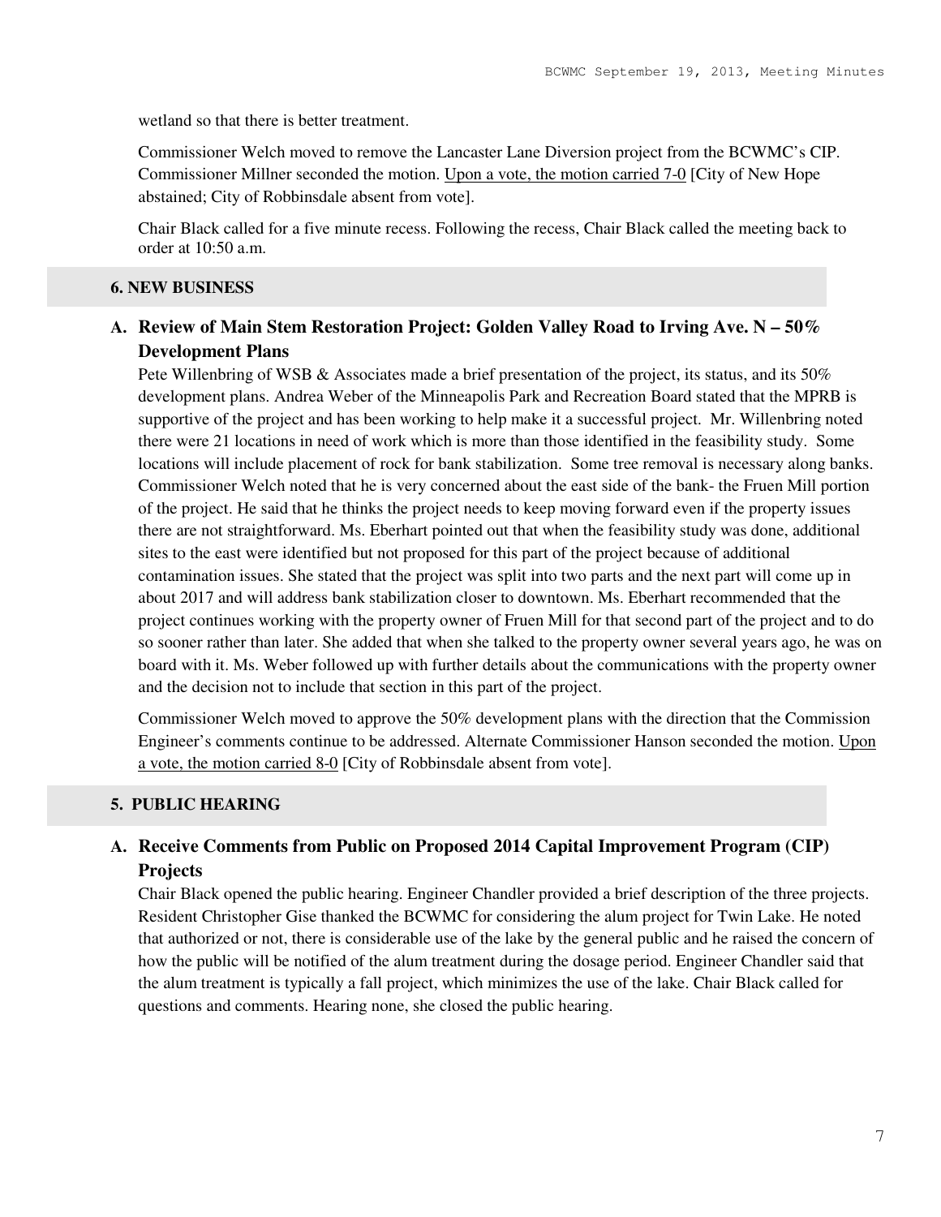wetland so that there is better treatment.

Commissioner Welch moved to remove the Lancaster Lane Diversion project from the BCWMC's CIP. Commissioner Millner seconded the motion. Upon a vote, the motion carried 7-0 [City of New Hope abstained; City of Robbinsdale absent from vote].

Chair Black called for a five minute recess. Following the recess, Chair Black called the meeting back to order at 10:50 a.m.

## 6. NEW BUSINESS

### A. Review of Main Stem Restoration Project: Golden Valley Road to Irving Ave. N – 50% Development Plans

Pete Willenbring of WSB & Associates made a brief presentation of the project, its status, and its 50% development plans. Andrea Weber of the Minneapolis Park and Recreation Board stated that the MPRB is supportive of the project and has been working to help make it a successful project. Mr. Willenbring noted there were 21 locations in need of work which is more than those identified in the feasibility study. Some locations will include placement of rock for bank stabilization. Some tree removal is necessary along banks. Commissioner Welch noted that he is very concerned about the east side of the bank- the Fruen Mill portion of the project. He said that he thinks the project needs to keep moving forward even if the property issues there are not straightforward. Ms. Eberhart pointed out that when the feasibility study was done, additional sites to the east were identified but not proposed for this part of the project because of additional contamination issues. She stated that the project was split into two parts and the next part will come up in about 2017 and will address bank stabilization closer to downtown. Ms. Eberhart recommended that the project continues working with the property owner of Fruen Mill for that second part of the project and to do so sooner rather than later. She added that when she talked to the property owner several years ago, he was on board with it. Ms. Weber followed up with further details about the communications with the property owner and the decision not to include that section in this part of the project.

Commissioner Welch moved to approve the 50% development plans with the direction that the Commission Engineer's comments continue to be addressed. Alternate Commissioner Hanson seconded the motion. Upon a vote, the motion carried 8-0 [City of Robbinsdale absent from vote].

## 5. PUBLIC HEARING

### A. Receive Comments from Public on Proposed 2014 Capital Improvement Program (CIP) Projects

Chair Black opened the public hearing. Engineer Chandler provided a brief description of the three projects. Resident Christopher Gise thanked the BCWMC for considering the alum project for Twin Lake. He noted that authorized or not, there is considerable use of the lake by the general public and he raised the concern of how the public will be notified of the alum treatment during the dosage period. Engineer Chandler said that the alum treatment is typically a fall project, which minimizes the use of the lake. Chair Black called for questions and comments. Hearing none, she closed the public hearing.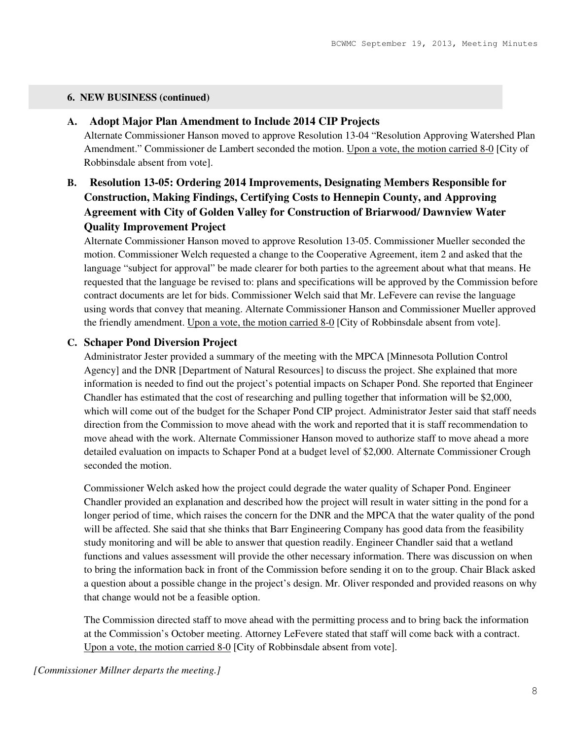## 6. NEW BUSINESS (continued)

### A. Adopt Major Plan Amendment to Include 2014 CIP Projects

Alternate Commissioner Hanson moved to approve Resolution 13-04 "Resolution Approving Watershed Plan Amendment." Commissioner de Lambert seconded the motion. <u>Upon a vote, the motion carried 8-0</u> [City of Robbinsdale absent from vote].

### B. Resolution 13-05: Ordering 2014 Improvements, Designating Members Responsible for Construction, Making Findings, Certifying Costs to Hennepin County, and Approving Agreement with City of Golden Valley for Construction of Briarwood/ Dawnview Water Quality Improvement Project

Alternate Commissioner Hanson moved to approve Resolution 13-05. Commissioner Mueller seconded the motion. Commissioner Welch requested a change to the Cooperative Agreement, item 2 and asked that the language "subject for approval" be made clearer for both parties to the agreement about what that means. He requested that the language be revised to: plans and specifications will be approved by the Commission before contract documents are let for bids. Commissioner Welch said that Mr. LeFevere can revise the language using words that convey that meaning. Alternate Commissioner Hanson and Commissioner Mueller approved the friendly amendment. <u>Upon a vote, the motion carried 8-0</u> [City of Robbinsdale absent from vote].

### C. Schaper Pond Diversion Project

Administrator Jester provided a summary of the meeting with the MPCA [Minnesota Pollution Control Agency] and the DNR [Department of Natural Resources] to discuss the project. She explained that more information is needed to find out the project's potential impacts on Schaper Pond. She reported that Engineer Chandler has estimated that the cost of researching and pulling together that information will be $2,000, which will come out of the budget for the Schaper Pond CIP project. Administrator Jester said that staff needs direction from the Commission to move ahead with the work and reported that it is staff recommendation to move ahead with the work. Alternate Commissioner Hanson moved to authorize staff to move ahead a more detailed evaluation on impacts to Schaper Pond at a budget level of $2,000. Alternate Commissioner Crough seconded the motion.

Commissioner Welch asked how the project could degrade the water quality of Schaper Pond. Engineer Chandler provided an explanation and described how the project will result in water sitting in the pond for a longer period of time, which raises the concern for the DNR and the MPCA that the water quality of the pond will be affected. She said that she thinks that Barr Engineering Company has good data from the feasibility study monitoring and will be able to answer that question readily. Engineer Chandler said that a wetland functions and values assessment will provide the other necessary information. There was discussion on when to bring the information back in front of the Commission before sending it on to the group. Chair Black asked a question about a possible change in the project's design. Mr. Oliver responded and provided reasons on why that change would not be a feasible option.

The Commission directed staff to move ahead with the permitting process and to bring back the information at the Commission's October meeting. Attorney LeFevere stated that staff will come back with a contract. <u>Upon a vote, the motion carried 8-0</u> [City of Robbinsdale absent from vote].

*[Commissioner Millner departs the meeting.]*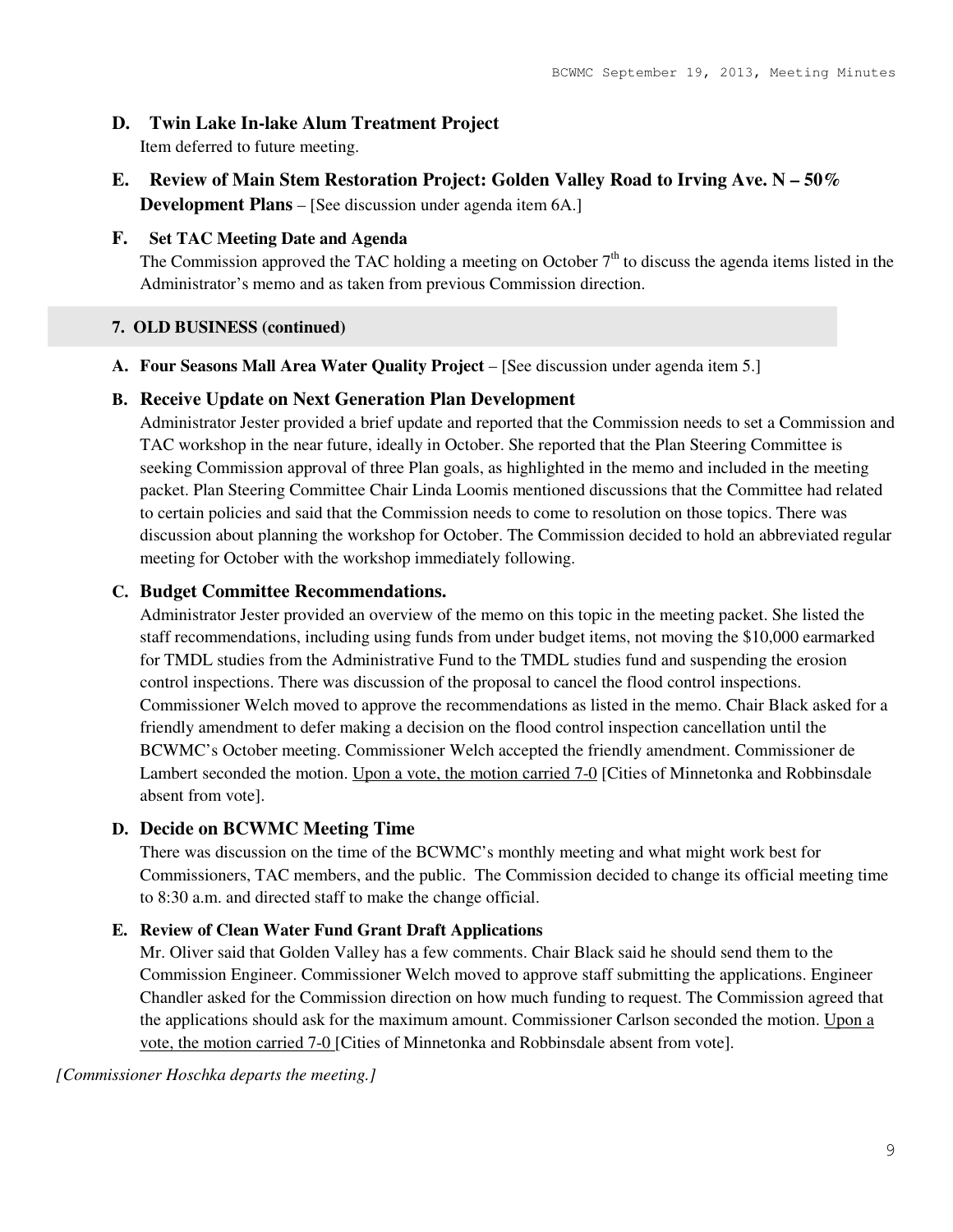**D. Twin Lake In-lake Alum Treatment Project**

Item deferred to future meeting.

**E. Review of Main Stem Restoration Project: Golden Valley Road to Irving Ave. N – 50% Development Plans** – [See discussion under agenda item 6A.]

**F. Set TAC Meeting Date and Agenda**

The Commission approved the TAC holding a meeting on October 7th to discuss the agenda items listed in the Administrator's memo and as taken from previous Commission direction.

## 7. OLD BUSINESS (continued)

**A. Four Seasons Mall Area Water Quality Project** – [See discussion under agenda item 5.]

**B. Receive Update on Next Generation Plan Development**

Administrator Jester provided a brief update and reported that the Commission needs to set a Commission and TAC workshop in the near future, ideally in October. She reported that the Plan Steering Committee is seeking Commission approval of three Plan goals, as highlighted in the memo and included in the meeting packet. Plan Steering Committee Chair Linda Loomis mentioned discussions that the Committee had related to certain policies and said that the Commission needs to come to resolution on those topics. There was discussion about planning the workshop for October. The Commission decided to hold an abbreviated regular meeting for October with the workshop immediately following.

**C. Budget Committee Recommendations.**

Administrator Jester provided an overview of the memo on this topic in the meeting packet. She listed the staff recommendations, including using funds from under budget items, not moving the $10,000 earmarked for TMDL studies from the Administrative Fund to the TMDL studies fund and suspending the erosion control inspections. There was discussion of the proposal to cancel the flood control inspections. Commissioner Welch moved to approve the recommendations as listed in the memo. Chair Black asked for a friendly amendment to defer making a decision on the flood control inspection cancellation until the BCWMC's October meeting. Commissioner Welch accepted the friendly amendment. Commissioner de Lambert seconded the motion. <u>Upon a vote, the motion carried 7-0</u> [Cities of Minnetonka and Robbinsdale absent from vote].

**D. Decide on BCWMC Meeting Time**

There was discussion on the time of the BCWMC's monthly meeting and what might work best for Commissioners, TAC members, and the public. The Commission decided to change its official meeting time to 8:30 a.m. and directed staff to make the change official.

**E. Review of Clean Water Fund Grant Draft Applications**

Mr. Oliver said that Golden Valley has a few comments. Chair Black said he should send them to the Commission Engineer. Commissioner Welch moved to approve staff submitting the applications. Engineer Chandler asked for the Commission direction on how much funding to request. The Commission agreed that the applications should ask for the maximum amount. Commissioner Carlson seconded the motion. <u>Upon a vote, the motion carried 7-0</u> [Cities of Minnetonka and Robbinsdale absent from vote].

*[Commissioner Hoschka departs the meeting.]*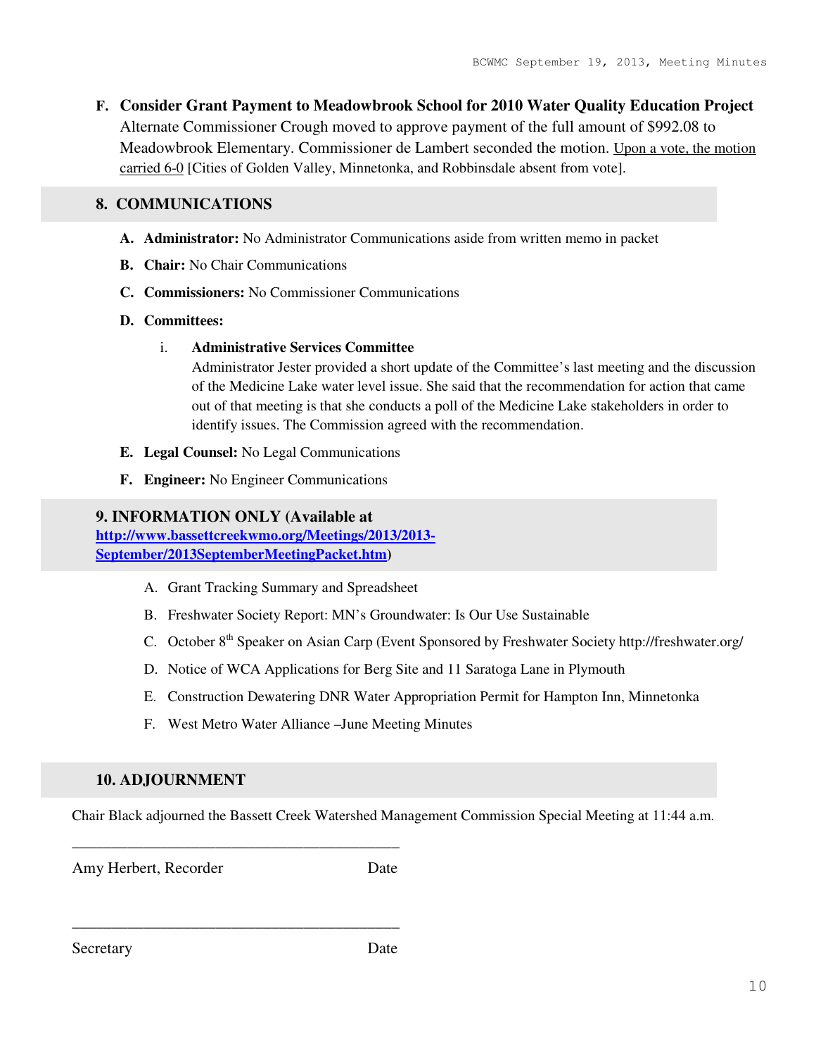**F. Consider Grant Payment to Meadowbrook School for 2010 Water Quality Education Project**
Alternate Commissioner Crough moved to approve payment of the full amount of $992.08 to Meadowbrook Elementary. Commissioner de Lambert seconded the motion. Upon a vote, the motion carried 6-0 [Cities of Golden Valley, Minnetonka, and Robbinsdale absent from vote].

## 8. COMMUNICATIONS

**A. Administrator:** No Administrator Communications aside from written memo in packet

**B. Chair:** No Chair Communications

**C. Commissioners:** No Commissioner Communications

**D. Committees:**

i. **Administrative Services Committee**
Administrator Jester provided a short update of the Committee's last meeting and the discussion of the Medicine Lake water level issue. She said that the recommendation for action that came out of that meeting is that she conducts a poll of the Medicine Lake stakeholders in order to identify issues. The Commission agreed with the recommendation.

**E. Legal Counsel:** No Legal Communications

**F. Engineer:** No Engineer Communications

## 9. INFORMATION ONLY (Available at http://www.bassettcreekwmo.org/Meetings/2013/2013-September/2013SeptemberMeetingPacket.htm)

A. Grant Tracking Summary and Spreadsheet

B. Freshwater Society Report: MN's Groundwater: Is Our Use Sustainable

C. October 8th Speaker on Asian Carp (Event Sponsored by Freshwater Society http://freshwater.org/

D. Notice of WCA Applications for Berg Site and 11 Saratoga Lane in Plymouth

E. Construction Dewatering DNR Water Appropriation Permit for Hampton Inn, Minnetonka

F. West Metro Water Alliance –June Meeting Minutes

## 10. ADJOURNMENT

Chair Black adjourned the Bassett Creek Watershed Management Commission Special Meeting at 11:44 a.m.

\_\_\_\_\_\_\_\_\_\_\_\_\_\_\_\_\_\_\_\_\_\_\_\_\_\_\_\_\_\_\_\_\_\_\_\_\_\_\_\_

Amy Herbert, Recorder Date

\_\_\_\_\_\_\_\_\_\_\_\_\_\_\_\_\_\_\_\_\_\_\_\_\_\_\_\_\_\_\_\_\_\_\_\_\_\_\_\_

Secretary Date